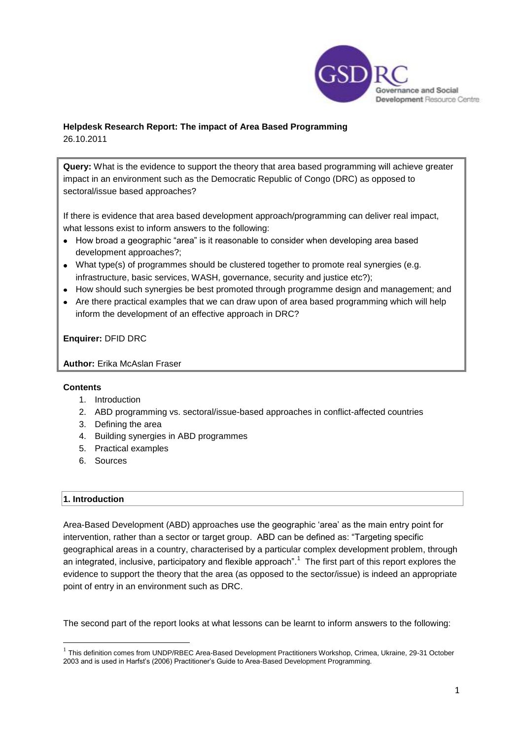**Helpdesk Research Report: The impact of Area Based Programming**

26.10.2011

**Query:** What is the evidence to support the theory that area based programming will achieve greater impact in an environment such as the Democratic Republic of Congo (DRC) as opposed to sectoral/issue based approaches?

If there is evidence that area based development approach/programming can deliver real impact, what lessons exist to inform answers to the following:

- How broad a geographic "area" is it reasonable to consider when developing area based development approaches?;
- What type(s) of programmes should be clustered together to promote real synergies (e.g. infrastructure, basic services, WASH, governance, security and justice etc?);
- How should such synergies be best promoted through programme design and management; and
- Are there practical examples that we can draw upon of area based programming which will help inform the development of an effective approach in DRC?

**Enquirer:** DFID DRC

**Author:** Erika McAslan Fraser

**Contents**

1. Introduction
2. ABD programming vs. sectoral/issue-based approaches in conflict-affected countries
3. Defining the area
4. Building synergies in ABD programmes
5. Practical examples
6. Sources

## 1. Introduction

Area-Based Development (ABD) approaches use the geographic 'area' as the main entry point for intervention, rather than a sector or target group. ABD can be defined as: "Targeting specific geographical areas in a country, characterised by a particular complex development problem, through an integrated, inclusive, participatory and flexible approach".[1] The first part of this report explores the evidence to support the theory that the area (as opposed to the sector/issue) is indeed an appropriate point of entry in an environment such as DRC.

The second part of the report looks at what lessons can be learnt to inform answers to the following:

[1] This definition comes from UNDP/RBEC Area-Based Development Practitioners Workshop, Crimea, Ukraine, 29-31 October 2003 and is used in Harfst's (2006) Practitioner's Guide to Area-Based Development Programming.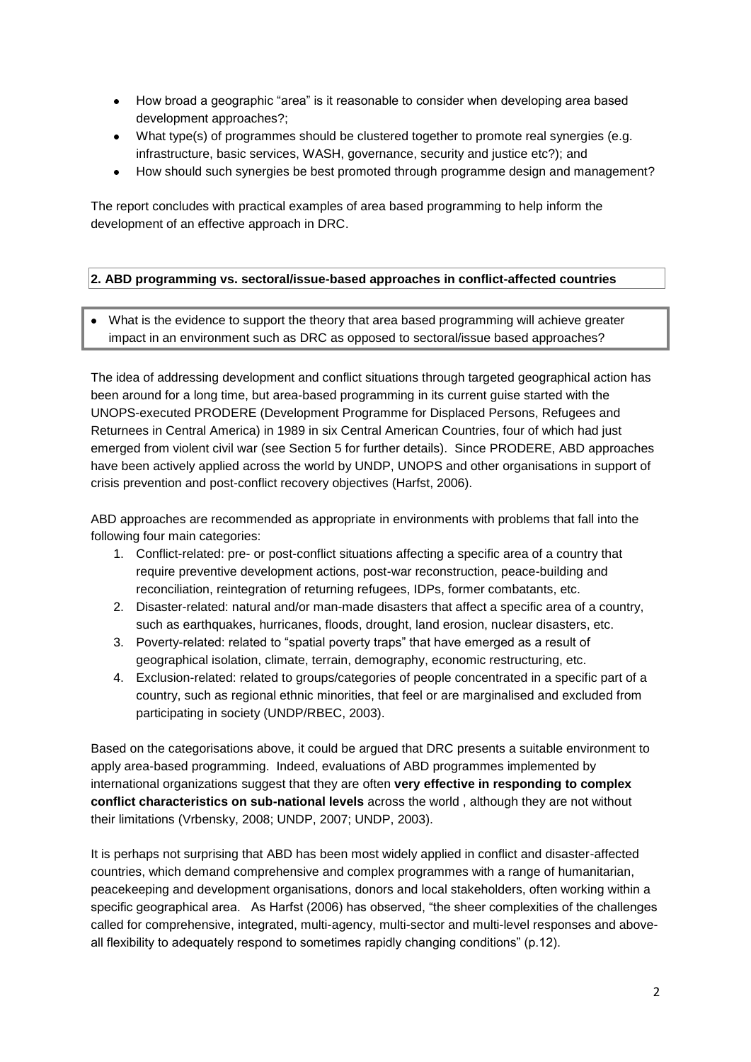- How broad a geographic "area" is it reasonable to consider when developing area based development approaches?;
- What type(s) of programmes should be clustered together to promote real synergies (e.g. infrastructure, basic services, WASH, governance, security and justice etc?); and
- How should such synergies be best promoted through programme design and management?

The report concludes with practical examples of area based programming to help inform the development of an effective approach in DRC.

## 2. ABD programming vs. sectoral/issue-based approaches in conflict-affected countries

- What is the evidence to support the theory that area based programming will achieve greater impact in an environment such as DRC as opposed to sectoral/issue based approaches?

The idea of addressing development and conflict situations through targeted geographical action has been around for a long time, but area-based programming in its current guise started with the UNOPS-executed PRODERE (Development Programme for Displaced Persons, Refugees and Returnees in Central America) in 1989 in six Central American Countries, four of which had just emerged from violent civil war (see Section 5 for further details). Since PRODERE, ABD approaches have been actively applied across the world by UNDP, UNOPS and other organisations in support of crisis prevention and post-conflict recovery objectives (Harfst, 2006).

ABD approaches are recommended as appropriate in environments with problems that fall into the following four main categories:

1. Conflict-related: pre- or post-conflict situations affecting a specific area of a country that require preventive development actions, post-war reconstruction, peace-building and reconciliation, reintegration of returning refugees, IDPs, former combatants, etc.
2. Disaster-related: natural and/or man-made disasters that affect a specific area of a country, such as earthquakes, hurricanes, floods, drought, land erosion, nuclear disasters, etc.
3. Poverty-related: related to "spatial poverty traps" that have emerged as a result of geographical isolation, climate, terrain, demography, economic restructuring, etc.
4. Exclusion-related: related to groups/categories of people concentrated in a specific part of a country, such as regional ethnic minorities, that feel or are marginalised and excluded from participating in society (UNDP/RBEC, 2003).

Based on the categorisations above, it could be argued that DRC presents a suitable environment to apply area-based programming. Indeed, evaluations of ABD programmes implemented by international organizations suggest that they are often **very effective in responding to complex conflict characteristics on sub-national levels** across the world , although they are not without their limitations (Vrbensky, 2008; UNDP, 2007; UNDP, 2003).

It is perhaps not surprising that ABD has been most widely applied in conflict and disaster-affected countries, which demand comprehensive and complex programmes with a range of humanitarian, peacekeeping and development organisations, donors and local stakeholders, often working within a specific geographical area. As Harfst (2006) has observed, "the sheer complexities of the challenges called for comprehensive, integrated, multi-agency, multi-sector and multi-level responses and above-all flexibility to adequately respond to sometimes rapidly changing conditions" (p.12).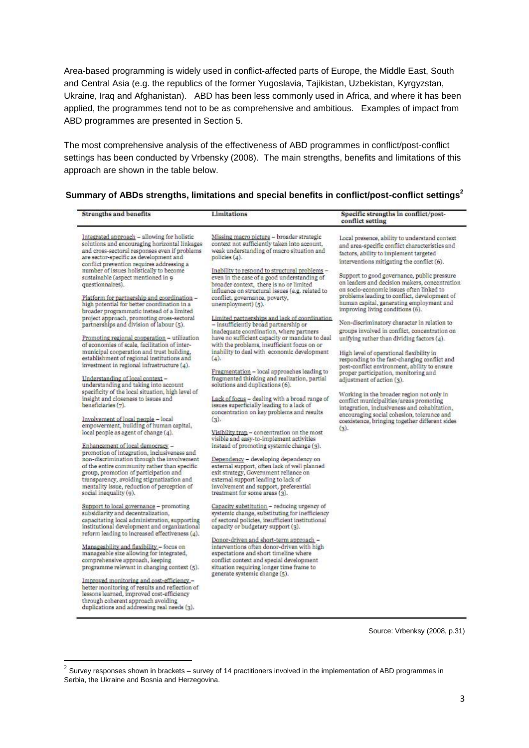Area-based programming is widely used in conflict-affected parts of Europe, the Middle East, South and Central Asia (e.g. the republics of the former Yugoslavia, Tajikistan, Uzbekistan, Kyrgyzstan, Ukraine, Iraq and Afghanistan). ABD has been less commonly used in Africa, and where it has been applied, the programmes tend not to be as comprehensive and ambitious. Examples of impact from ABD programmes are presented in Section 5.

The most comprehensive analysis of the effectiveness of ABD programmes in conflict/post-conflict settings has been conducted by Vrbensky (2008). The main strengths, benefits and limitations of this approach are shown in the table below.

**Summary of ABDs strengths, limitations and special benefits in conflict/post-conflict settings[2]**

| Strengths and benefits | Limitations | Specific strengths in conflict/post-conflict setting |
|---|---|---|
| Integrated approach – allowing for holistic solutions and encouraging horizontal linkages and cross-sectoral responses even if problems are sector-specific as development and conflict prevention requires addressing a number of issues holistically to become sustainable (aspect mentioned in 9 questionnaires). | Missing macro picture – broader strategic context not sufficiently taken into account, weak understanding of macro situation and policies (4). | Local presence, ability to understand context and area-specific conflict characteristics and factors, ability to implement targeted interventions mitigating the conflict (6). |
| Platform for partnership and coordination – high potential for better coordination in a broader programmatic instead of a limited project approach, promoting cross-sectoral partnerships and division of labour (5). | Inability to respond to structural problems – even in the case of a good understanding of broader context, there is no or limited influence on structural issues (e.g. related to conflict, governance, poverty, unemployment) (5). | Support to good governance, public pressure on leaders and decision makers, concentration on socio-economic issues often linked to problems leading to conflict, development of human capital, generating employment and improving living conditions (6). |
| Promoting regional cooperation – utilization of economies of scale, facilitation of inter-municipal cooperation and trust building, establishment of regional institutions and investment in regional infrastructure (4). | Limited partnerships and lack of coordination – insufficiently broad partnership or inadequate coordination, where partners have no sufficient capacity or mandate to deal with the problems, insufficient focus on or inability to deal with economic development (4). | Non-discriminatory character in relation to groups involved in conflict, concentration on unifying rather than dividing factors (4). |
| Understanding of local context – understanding and taking into account specificity of the local situation, high level of insight and closeness to issues and beneficiaries (7). | Fragmentation – local approaches leading to fragmented thinking and realization, partial solutions and duplications (6). | High level of operational flexibility in responding to the fast-changing conflict and post-conflict environment, ability to ensure proper participation, monitoring and adjustment of action (3). |
| Involvement of local people – local empowerment, building of human capital, local people as agent of change (4). | Lack of focus – dealing with a broad range of issues superficially leading to a lack of concentration on key problems and results (3). | Working in the broader region not only in conflict municipalities/areas promoting integration, inclusiveness and cohabitation, encouraging social cohesion, tolerance and coexistence, bringing together different sides (3). |
| Enhancement of local democracy – promotion of integration, inclusiveness and non-discrimination through the involvement of the entire community rather than specific group, promotion of participation and transparency, avoiding stigmatization and mentality issue, reduction of perception of social inequality (9). | Visibility trap – concentration on the most visible and easy-to-implement activities instead of promoting systemic change (3). | |
| Support to local governance – promoting subsidiarity and decentralization, capacitating local administration, supporting institutional development and organizational reform leading to increased effectiveness (4). | Dependency – developing dependency on external support, often lack of well planned exit strategy, Government reliance on external support leading to lack of involvement and support, preferential treatment for some areas (3). | |
| Manageability and flexibility – focus on manageable size allowing for integrated, comprehensive approach, keeping programme relevant in changing context (5). | Capacity substitution – reducing urgency of systemic change, substituting for inefficiency of sectoral policies, insufficient institutional capacity or budgetary support (3). | |
| Improved monitoring and cost-efficiency – better monitoring of results and reflection of lessons learned, improved cost-efficiency through coherent approach avoiding duplications and addressing real needs (3). | Donor-driven and short-term approach – interventions often donor-driven with high expectations and short timeline where conflict context and special development situation requiring longer time frame to generate systemic change (5). | |

Source: Vrbenksy (2008, p.31)

[2] Survey responses shown in brackets – survey of 14 practitioners involved in the implementation of ABD programmes in Serbia, the Ukraine and Bosnia and Herzegovina.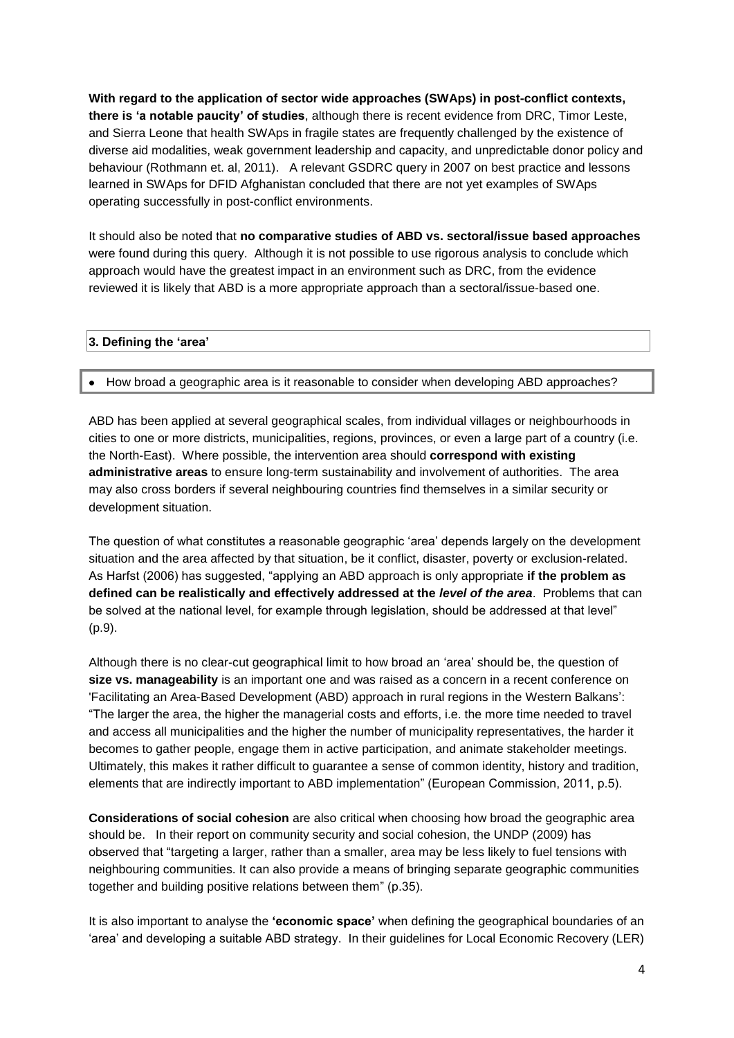**With regard to the application of sector wide approaches (SWAps) in post-conflict contexts, there is 'a notable paucity' of studies**, although there is recent evidence from DRC, Timor Leste, and Sierra Leone that health SWAps in fragile states are frequently challenged by the existence of diverse aid modalities, weak government leadership and capacity, and unpredictable donor policy and behaviour (Rothmann et. al, 2011). A relevant GSDRC query in 2007 on best practice and lessons learned in SWAps for DFID Afghanistan concluded that there are not yet examples of SWAps operating successfully in post-conflict environments.

It should also be noted that **no comparative studies of ABD vs. sectoral/issue based approaches** were found during this query. Although it is not possible to use rigorous analysis to conclude which approach would have the greatest impact in an environment such as DRC, from the evidence reviewed it is likely that ABD is a more appropriate approach than a sectoral/issue-based one.

## 3. Defining the 'area'

- How broad a geographic area is it reasonable to consider when developing ABD approaches?

ABD has been applied at several geographical scales, from individual villages or neighbourhoods in cities to one or more districts, municipalities, regions, provinces, or even a large part of a country (i.e. the North-East). Where possible, the intervention area should **correspond with existing administrative areas** to ensure long-term sustainability and involvement of authorities. The area may also cross borders if several neighbouring countries find themselves in a similar security or development situation.

The question of what constitutes a reasonable geographic 'area' depends largely on the development situation and the area affected by that situation, be it conflict, disaster, poverty or exclusion-related. As Harfst (2006) has suggested, "applying an ABD approach is only appropriate **if the problem as defined can be realistically and effectively addressed at the *level of the area***. Problems that can be solved at the national level, for example through legislation, should be addressed at that level" (p.9).

Although there is no clear-cut geographical limit to how broad an 'area' should be, the question of **size vs. manageability** is an important one and was raised as a concern in a recent conference on 'Facilitating an Area-Based Development (ABD) approach in rural regions in the Western Balkans': "The larger the area, the higher the managerial costs and efforts, i.e. the more time needed to travel and access all municipalities and the higher the number of municipality representatives, the harder it becomes to gather people, engage them in active participation, and animate stakeholder meetings. Ultimately, this makes it rather difficult to guarantee a sense of common identity, history and tradition, elements that are indirectly important to ABD implementation" (European Commission, 2011, p.5).

**Considerations of social cohesion** are also critical when choosing how broad the geographic area should be. In their report on community security and social cohesion, the UNDP (2009) has observed that "targeting a larger, rather than a smaller, area may be less likely to fuel tensions with neighbouring communities. It can also provide a means of bringing separate geographic communities together and building positive relations between them" (p.35).

It is also important to analyse the **'economic space'** when defining the geographical boundaries of an 'area' and developing a suitable ABD strategy. In their guidelines for Local Economic Recovery (LER)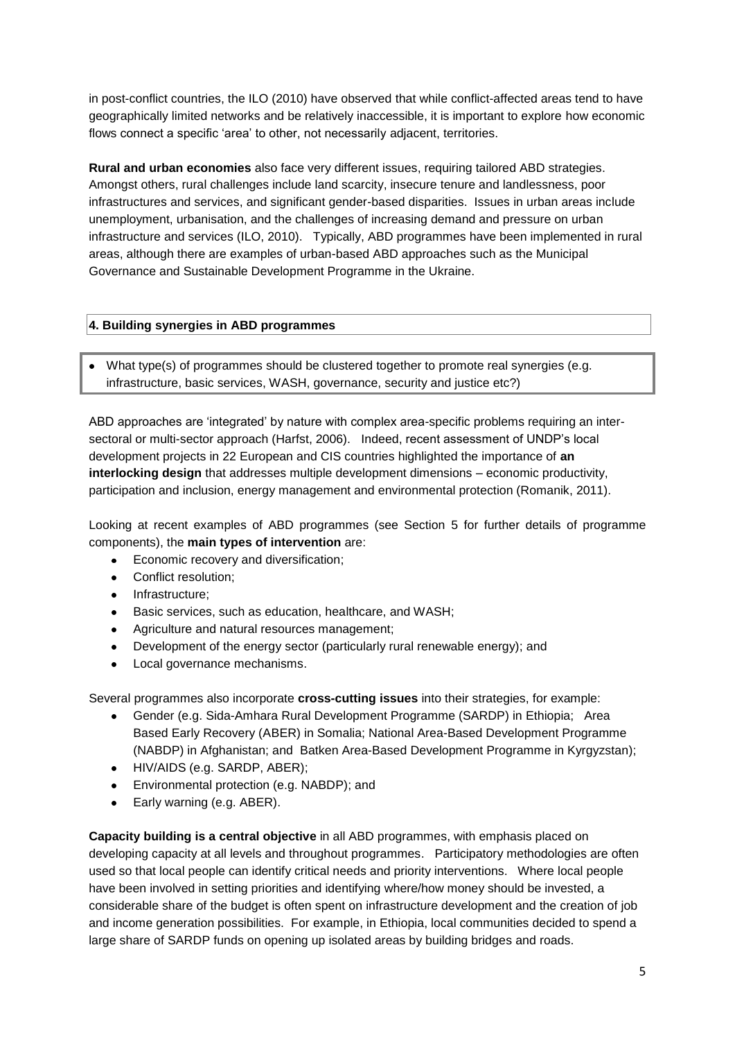in post-conflict countries, the ILO (2010) have observed that while conflict-affected areas tend to have geographically limited networks and be relatively inaccessible, it is important to explore how economic flows connect a specific 'area' to other, not necessarily adjacent, territories.

**Rural and urban economies** also face very different issues, requiring tailored ABD strategies. Amongst others, rural challenges include land scarcity, insecure tenure and landlessness, poor infrastructures and services, and significant gender-based disparities. Issues in urban areas include unemployment, urbanisation, and the challenges of increasing demand and pressure on urban infrastructure and services (ILO, 2010). Typically, ABD programmes have been implemented in rural areas, although there are examples of urban-based ABD approaches such as the Municipal Governance and Sustainable Development Programme in the Ukraine.

## 4. Building synergies in ABD programmes

- What type(s) of programmes should be clustered together to promote real synergies (e.g. infrastructure, basic services, WASH, governance, security and justice etc?)

ABD approaches are 'integrated' by nature with complex area-specific problems requiring an inter-sectoral or multi-sector approach (Harfst, 2006). Indeed, recent assessment of UNDP's local development projects in 22 European and CIS countries highlighted the importance of **an interlocking design** that addresses multiple development dimensions – economic productivity, participation and inclusion, energy management and environmental protection (Romanik, 2011).

Looking at recent examples of ABD programmes (see Section 5 for further details of programme components), the **main types of intervention** are:

- Economic recovery and diversification;
- Conflict resolution;
- Infrastructure;
- Basic services, such as education, healthcare, and WASH;
- Agriculture and natural resources management;
- Development of the energy sector (particularly rural renewable energy); and
- Local governance mechanisms.

Several programmes also incorporate **cross-cutting issues** into their strategies, for example:

- Gender (e.g. Sida-Amhara Rural Development Programme (SARDP) in Ethiopia; Area Based Early Recovery (ABER) in Somalia; National Area-Based Development Programme (NABDP) in Afghanistan; and Batken Area-Based Development Programme in Kyrgyzstan);
- HIV/AIDS (e.g. SARDP, ABER);
- Environmental protection (e.g. NABDP); and
- Early warning (e.g. ABER).

**Capacity building is a central objective** in all ABD programmes, with emphasis placed on developing capacity at all levels and throughout programmes. Participatory methodologies are often used so that local people can identify critical needs and priority interventions. Where local people have been involved in setting priorities and identifying where/how money should be invested, a considerable share of the budget is often spent on infrastructure development and the creation of job and income generation possibilities. For example, in Ethiopia, local communities decided to spend a large share of SARDP funds on opening up isolated areas by building bridges and roads.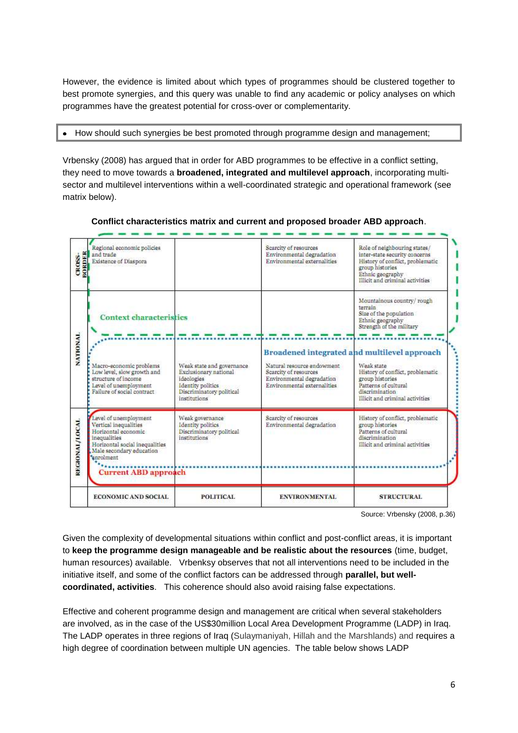However, the evidence is limited about which types of programmes should be clustered together to best promote synergies, and this query was unable to find any academic or policy analyses on which programmes have the greatest potential for cross-over or complementarity.

- How should such synergies be best promoted through programme design and management;

Vrbensky (2008) has argued that in order for ABD programmes to be effective in a conflict setting, they need to move towards a **broadened, integrated and multilevel approach**, incorporating multi-sector and multilevel interventions within a well-coordinated strategic and operational framework (see matrix below).

**Conflict characteristics matrix and current and proposed broader ABD approach**.

| | ECONOMIC AND SOCIAL | POLITICAL | ENVIRONMENTAL | STRUCTURAL |
|---|---|---|---|---|
| CROSS-BORDER | Regional economic policies and trade<br>Existence of Diaspora | | Scarcity of resources<br>Environmental degradation<br>Environmental externalities | Role of neighbouring states/ inter-state security concerns<br>History of conflict, problematic group histories<br>Ethnic geography<br>Illicit and criminal activities |
| NATIONAL | Context characteristics | | | Mountainous country/ rough terrain<br>Size of the population<br>Ethnic geography<br>Strength of the military |
| NATIONAL | Broadened integrated and multilevel approach<br>Macro-economic problems<br>Low level, slow growth and structure of income<br>Level of unemployment<br>Failure of social contract | Weak state and governance<br>Exclusionary national ideologies<br>Identity politics<br>Discriminatory political institutions | Natural resource endowment<br>Scarcity of resources<br>Environmental degradation<br>Environmental externalities | Weak state<br>History of conflict, problematic group histories<br>Patterns of cultural discrimination<br>Illicit and criminal activities |
| REGIONAL/LOCAL | Level of unemployment<br>Vertical inequalities<br>Horizontal economic inequalities<br>Horizontal social inequalities<br>Male secondary education enrolment<br>Current ABD approach | Weak governance<br>Identity politics<br>Discriminatory political institutions | Scarcity of resources<br>Environmental degradation | History of conflict, problematic group histories<br>Patterns of cultural discrimination<br>Illicit and criminal activities |

Source: Vrbensky (2008, p.36)

Given the complexity of developmental situations within conflict and post-conflict areas, it is important to **keep the programme design manageable and be realistic about the resources** (time, budget, human resources) available. Vrbenksy observes that not all interventions need to be included in the initiative itself, and some of the conflict factors can be addressed through **parallel, but well-coordinated, activities**. This coherence should also avoid raising false expectations.

Effective and coherent programme design and management are critical when several stakeholders are involved, as in the case of the US$30million Local Area Development Programme (LADP) in Iraq. The LADP operates in three regions of Iraq (Sulaymaniyah, Hillah and the Marshlands) and requires a high degree of coordination between multiple UN agencies. The table below shows LADP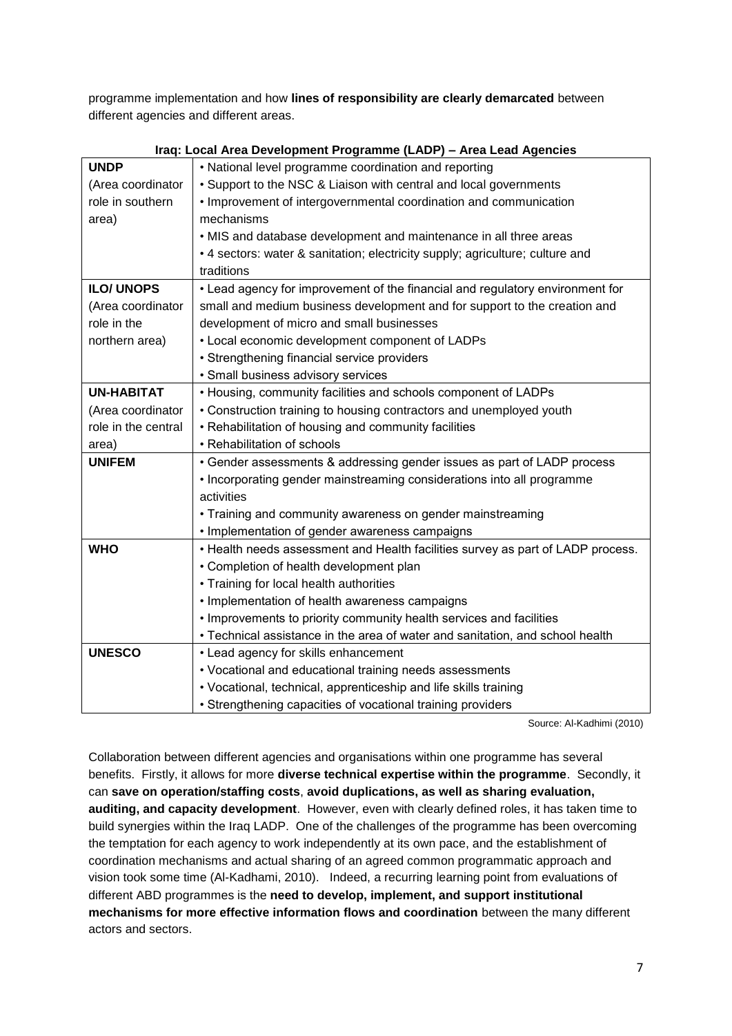programme implementation and how **lines of responsibility are clearly demarcated** between different agencies and different areas.

**Iraq: Local Area Development Programme (LADP) – Area Lead Agencies**

| | |
|---|---|
| **UNDP** (Area coordinator role in southern area) | • National level programme coordination and reporting<br>• Support to the NSC & Liaison with central and local governments<br>• Improvement of intergovernmental coordination and communication mechanisms<br>• MIS and database development and maintenance in all three areas<br>• 4 sectors: water & sanitation; electricity supply; agriculture; culture and traditions |
| **ILO/ UNOPS** (Area coordinator role in the northern area) | • Lead agency for improvement of the financial and regulatory environment for small and medium business development and for support to the creation and development of micro and small businesses<br>• Local economic development component of LADPs<br>• Strengthening financial service providers<br>• Small business advisory services |
| **UN-HABITAT** (Area coordinator role in the central area) | • Housing, community facilities and schools component of LADPs<br>• Construction training to housing contractors and unemployed youth<br>• Rehabilitation of housing and community facilities<br>• Rehabilitation of schools |
| **UNIFEM** | • Gender assessments & addressing gender issues as part of LADP process<br>• Incorporating gender mainstreaming considerations into all programme activities<br>• Training and community awareness on gender mainstreaming<br>• Implementation of gender awareness campaigns |
| **WHO** | • Health needs assessment and Health facilities survey as part of LADP process.<br>• Completion of health development plan<br>• Training for local health authorities<br>• Implementation of health awareness campaigns<br>• Improvements to priority community health services and facilities<br>• Technical assistance in the area of water and sanitation, and school health |
| **UNESCO** | • Lead agency for skills enhancement<br>• Vocational and educational training needs assessments<br>• Vocational, technical, apprenticeship and life skills training<br>• Strengthening capacities of vocational training providers |

Source: Al-Kadhimi (2010)

Collaboration between different agencies and organisations within one programme has several benefits. Firstly, it allows for more **diverse technical expertise within the programme**. Secondly, it can **save on operation/staffing costs**, **avoid duplications, as well as sharing evaluation, auditing, and capacity development**. However, even with clearly defined roles, it has taken time to build synergies within the Iraq LADP. One of the challenges of the programme has been overcoming the temptation for each agency to work independently at its own pace, and the establishment of coordination mechanisms and actual sharing of an agreed common programmatic approach and vision took some time (Al-Kadhami, 2010). Indeed, a recurring learning point from evaluations of different ABD programmes is the **need to develop, implement, and support institutional mechanisms for more effective information flows and coordination** between the many different actors and sectors.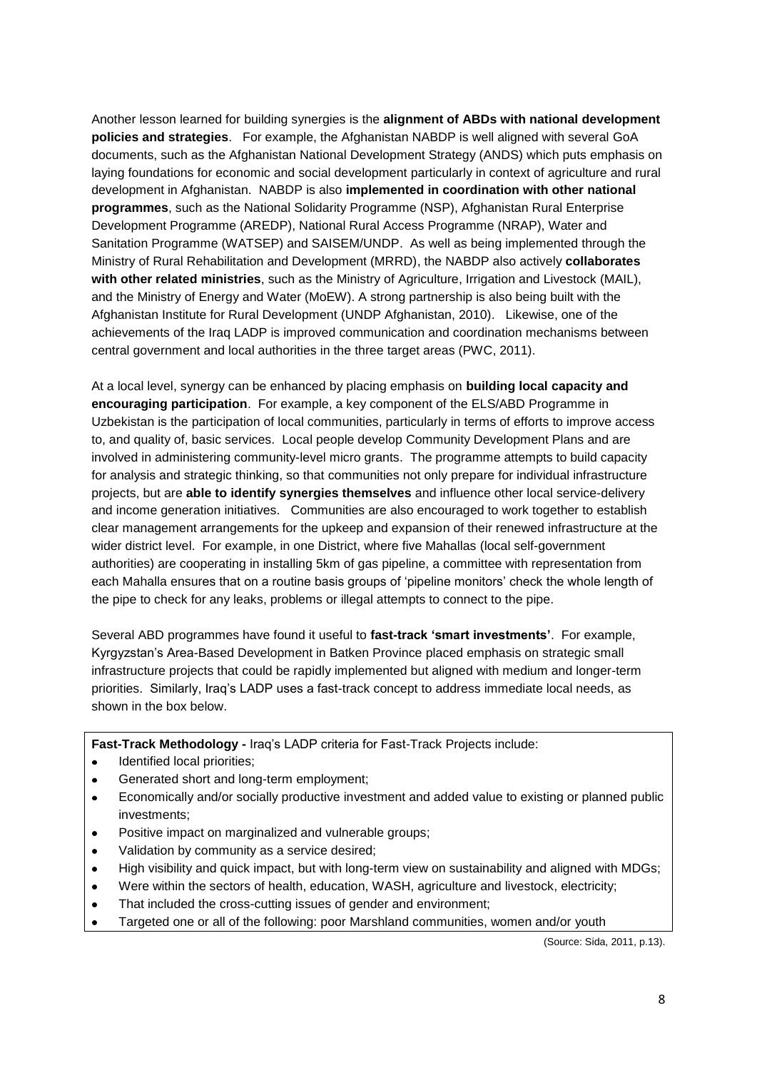Another lesson learned for building synergies is the **alignment of ABDs with national development policies and strategies**. For example, the Afghanistan NABDP is well aligned with several GoA documents, such as the Afghanistan National Development Strategy (ANDS) which puts emphasis on laying foundations for economic and social development particularly in context of agriculture and rural development in Afghanistan. NABDP is also **implemented in coordination with other national programmes**, such as the National Solidarity Programme (NSP), Afghanistan Rural Enterprise Development Programme (AREDP), National Rural Access Programme (NRAP), Water and Sanitation Programme (WATSEP) and SAISEM/UNDP. As well as being implemented through the Ministry of Rural Rehabilitation and Development (MRRD), the NABDP also actively **collaborates with other related ministries**, such as the Ministry of Agriculture, Irrigation and Livestock (MAIL), and the Ministry of Energy and Water (MoEW). A strong partnership is also being built with the Afghanistan Institute for Rural Development (UNDP Afghanistan, 2010). Likewise, one of the achievements of the Iraq LADP is improved communication and coordination mechanisms between central government and local authorities in the three target areas (PWC, 2011).

At a local level, synergy can be enhanced by placing emphasis on **building local capacity and encouraging participation**. For example, a key component of the ELS/ABD Programme in Uzbekistan is the participation of local communities, particularly in terms of efforts to improve access to, and quality of, basic services. Local people develop Community Development Plans and are involved in administering community-level micro grants. The programme attempts to build capacity for analysis and strategic thinking, so that communities not only prepare for individual infrastructure projects, but are **able to identify synergies themselves** and influence other local service-delivery and income generation initiatives. Communities are also encouraged to work together to establish clear management arrangements for the upkeep and expansion of their renewed infrastructure at the wider district level. For example, in one District, where five Mahallas (local self-government authorities) are cooperating in installing 5km of gas pipeline, a committee with representation from each Mahalla ensures that on a routine basis groups of 'pipeline monitors' check the whole length of the pipe to check for any leaks, problems or illegal attempts to connect to the pipe.

Several ABD programmes have found it useful to **fast-track 'smart investments'**. For example, Kyrgyzstan's Area-Based Development in Batken Province placed emphasis on strategic small infrastructure projects that could be rapidly implemented but aligned with medium and longer-term priorities. Similarly, Iraq's LADP uses a fast-track concept to address immediate local needs, as shown in the box below.

**Fast-Track Methodology -** Iraq's LADP criteria for Fast-Track Projects include:

- Identified local priorities;
- Generated short and long-term employment;
- Economically and/or socially productive investment and added value to existing or planned public investments;
- Positive impact on marginalized and vulnerable groups;
- Validation by community as a service desired;
- High visibility and quick impact, but with long-term view on sustainability and aligned with MDGs;
- Were within the sectors of health, education, WASH, agriculture and livestock, electricity;
- That included the cross-cutting issues of gender and environment;
- Targeted one or all of the following: poor Marshland communities, women and/or youth

(Source: Sida, 2011, p.13).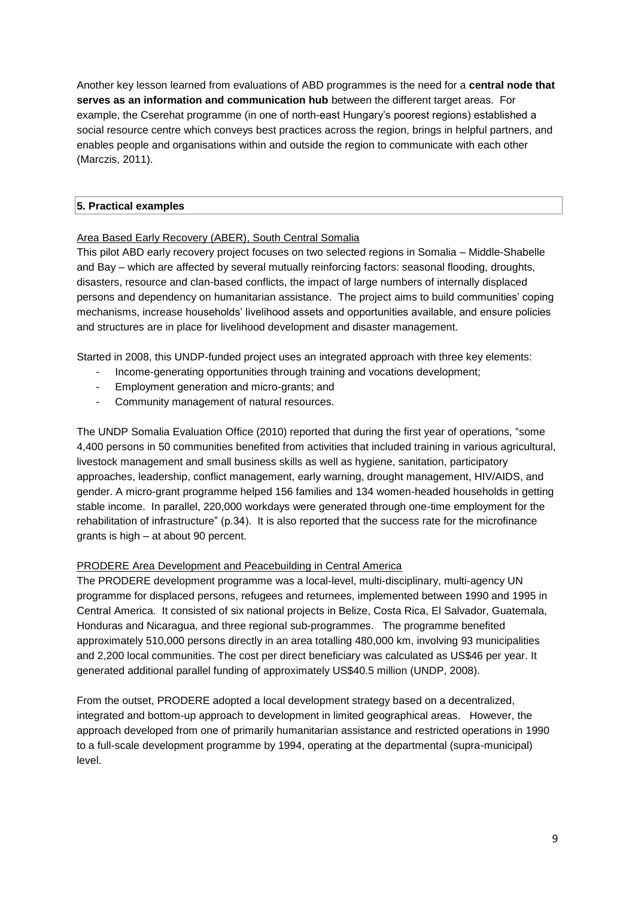Another key lesson learned from evaluations of ABD programmes is the need for a **central node that serves as an information and communication hub** between the different target areas. For example, the Cserehat programme (in one of north-east Hungary's poorest regions) established a social resource centre which conveys best practices across the region, brings in helpful partners, and enables people and organisations within and outside the region to communicate with each other (Marczis, 2011).

## 5. Practical examples

### Area Based Early Recovery (ABER), South Central Somalia

This pilot ABD early recovery project focuses on two selected regions in Somalia – Middle-Shabelle and Bay – which are affected by several mutually reinforcing factors: seasonal flooding, droughts, disasters, resource and clan-based conflicts, the impact of large numbers of internally displaced persons and dependency on humanitarian assistance. The project aims to build communities' coping mechanisms, increase households' livelihood assets and opportunities available, and ensure policies and structures are in place for livelihood development and disaster management.

Started in 2008, this UNDP-funded project uses an integrated approach with three key elements:

- Income-generating opportunities through training and vocations development;
- Employment generation and micro-grants; and
- Community management of natural resources.

The UNDP Somalia Evaluation Office (2010) reported that during the first year of operations, "some 4,400 persons in 50 communities benefited from activities that included training in various agricultural, livestock management and small business skills as well as hygiene, sanitation, participatory approaches, leadership, conflict management, early warning, drought management, HIV/AIDS, and gender. A micro-grant programme helped 156 families and 134 women-headed households in getting stable income. In parallel, 220,000 workdays were generated through one-time employment for the rehabilitation of infrastructure" (p.34). It is also reported that the success rate for the microfinance grants is high – at about 90 percent.

### PRODERE Area Development and Peacebuilding in Central America

The PRODERE development programme was a local-level, multi-disciplinary, multi-agency UN programme for displaced persons, refugees and returnees, implemented between 1990 and 1995 in Central America. It consisted of six national projects in Belize, Costa Rica, El Salvador, Guatemala, Honduras and Nicaragua, and three regional sub-programmes. The programme benefited approximately 510,000 persons directly in an area totalling 480,000 km, involving 93 municipalities and 2,200 local communities. The cost per direct beneficiary was calculated as US$46 per year. It generated additional parallel funding of approximately US$40.5 million (UNDP, 2008).

From the outset, PRODERE adopted a local development strategy based on a decentralized, integrated and bottom-up approach to development in limited geographical areas. However, the approach developed from one of primarily humanitarian assistance and restricted operations in 1990 to a full-scale development programme by 1994, operating at the departmental (supra-municipal) level.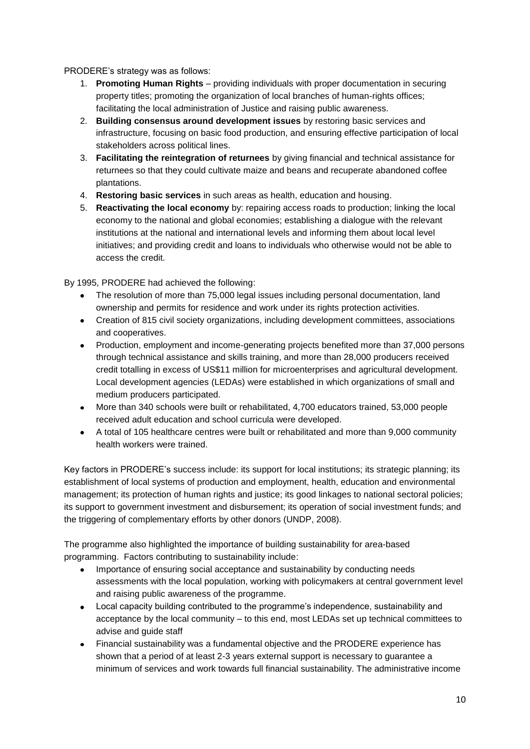PRODERE's strategy was as follows:

1. **Promoting Human Rights** – providing individuals with proper documentation in securing property titles; promoting the organization of local branches of human-rights offices; facilitating the local administration of Justice and raising public awareness.
2. **Building consensus around development issues** by restoring basic services and infrastructure, focusing on basic food production, and ensuring effective participation of local stakeholders across political lines.
3. **Facilitating the reintegration of returnees** by giving financial and technical assistance for returnees so that they could cultivate maize and beans and recuperate abandoned coffee plantations.
4. **Restoring basic services** in such areas as health, education and housing.
5. **Reactivating the local economy** by: repairing access roads to production; linking the local economy to the national and global economies; establishing a dialogue with the relevant institutions at the national and international levels and informing them about local level initiatives; and providing credit and loans to individuals who otherwise would not be able to access the credit.

By 1995, PRODERE had achieved the following:

- The resolution of more than 75,000 legal issues including personal documentation, land ownership and permits for residence and work under its rights protection activities.
- Creation of 815 civil society organizations, including development committees, associations and cooperatives.
- Production, employment and income-generating projects benefited more than 37,000 persons through technical assistance and skills training, and more than 28,000 producers received credit totalling in excess of US$11 million for microenterprises and agricultural development. Local development agencies (LEDAs) were established in which organizations of small and medium producers participated.
- More than 340 schools were built or rehabilitated, 4,700 educators trained, 53,000 people received adult education and school curricula were developed.
- A total of 105 healthcare centres were built or rehabilitated and more than 9,000 community health workers were trained.

Key factors in PRODERE's success include: its support for local institutions; its strategic planning; its establishment of local systems of production and employment, health, education and environmental management; its protection of human rights and justice; its good linkages to national sectoral policies; its support to government investment and disbursement; its operation of social investment funds; and the triggering of complementary efforts by other donors (UNDP, 2008).

The programme also highlighted the importance of building sustainability for area-based programming. Factors contributing to sustainability include:

- Importance of ensuring social acceptance and sustainability by conducting needs assessments with the local population, working with policymakers at central government level and raising public awareness of the programme.
- Local capacity building contributed to the programme's independence, sustainability and acceptance by the local community – to this end, most LEDAs set up technical committees to advise and guide staff
- Financial sustainability was a fundamental objective and the PRODERE experience has shown that a period of at least 2-3 years external support is necessary to guarantee a minimum of services and work towards full financial sustainability. The administrative income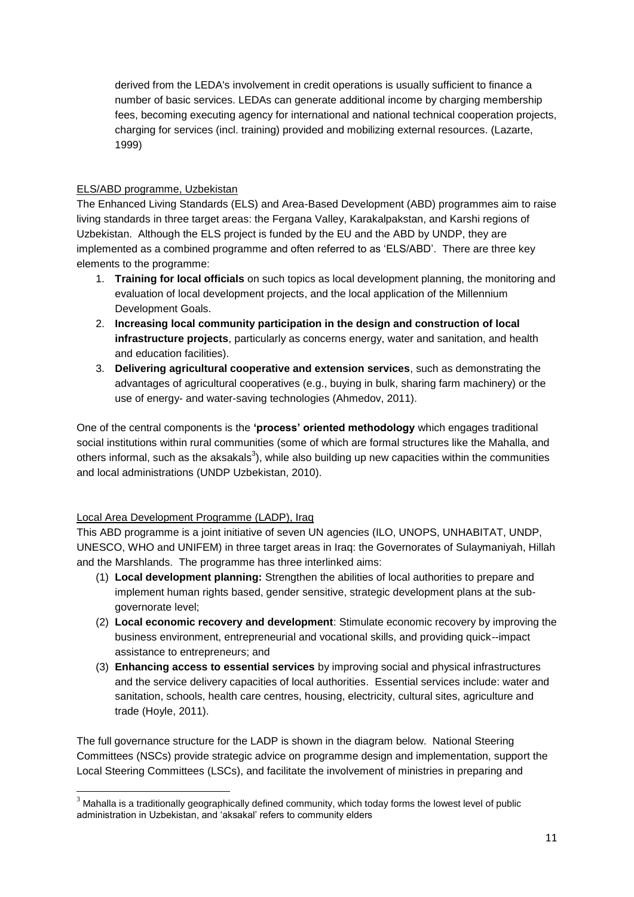derived from the LEDA's involvement in credit operations is usually sufficient to finance a number of basic services. LEDAs can generate additional income by charging membership fees, becoming executing agency for international and national technical cooperation projects, charging for services (incl. training) provided and mobilizing external resources. (Lazarte, 1999)

ELS/ABD programme, Uzbekistan

The Enhanced Living Standards (ELS) and Area-Based Development (ABD) programmes aim to raise living standards in three target areas: the Fergana Valley, Karakalpakstan, and Karshi regions of Uzbekistan. Although the ELS project is funded by the EU and the ABD by UNDP, they are implemented as a combined programme and often referred to as 'ELS/ABD'. There are three key elements to the programme:

1. **Training for local officials** on such topics as local development planning, the monitoring and evaluation of local development projects, and the local application of the Millennium Development Goals.
2. **Increasing local community participation in the design and construction of local infrastructure projects**, particularly as concerns energy, water and sanitation, and health and education facilities).
3. **Delivering agricultural cooperative and extension services**, such as demonstrating the advantages of agricultural cooperatives (e.g., buying in bulk, sharing farm machinery) or the use of energy- and water-saving technologies (Ahmedov, 2011).

One of the central components is the **'process' oriented methodology** which engages traditional social institutions within rural communities (some of which are formal structures like the Mahalla, and others informal, such as the aksakals[3]), while also building up new capacities within the communities and local administrations (UNDP Uzbekistan, 2010).

Local Area Development Programme (LADP), Iraq

This ABD programme is a joint initiative of seven UN agencies (ILO, UNOPS, UNHABITAT, UNDP, UNESCO, WHO and UNIFEM) in three target areas in Iraq: the Governorates of Sulaymaniyah, Hillah and the Marshlands. The programme has three interlinked aims:

(1) **Local development planning:** Strengthen the abilities of local authorities to prepare and implement human rights based, gender sensitive, strategic development plans at the sub-governorate level;
(2) **Local economic recovery and development**: Stimulate economic recovery by improving the business environment, entrepreneurial and vocational skills, and providing quick--impact assistance to entrepreneurs; and
(3) **Enhancing access to essential services** by improving social and physical infrastructures and the service delivery capacities of local authorities. Essential services include: water and sanitation, schools, health care centres, housing, electricity, cultural sites, agriculture and trade (Hoyle, 2011).

The full governance structure for the LADP is shown in the diagram below. National Steering Committees (NSCs) provide strategic advice on programme design and implementation, support the Local Steering Committees (LSCs), and facilitate the involvement of ministries in preparing and

[3] Mahalla is a traditionally geographically defined community, which today forms the lowest level of public administration in Uzbekistan, and 'aksakal' refers to community elders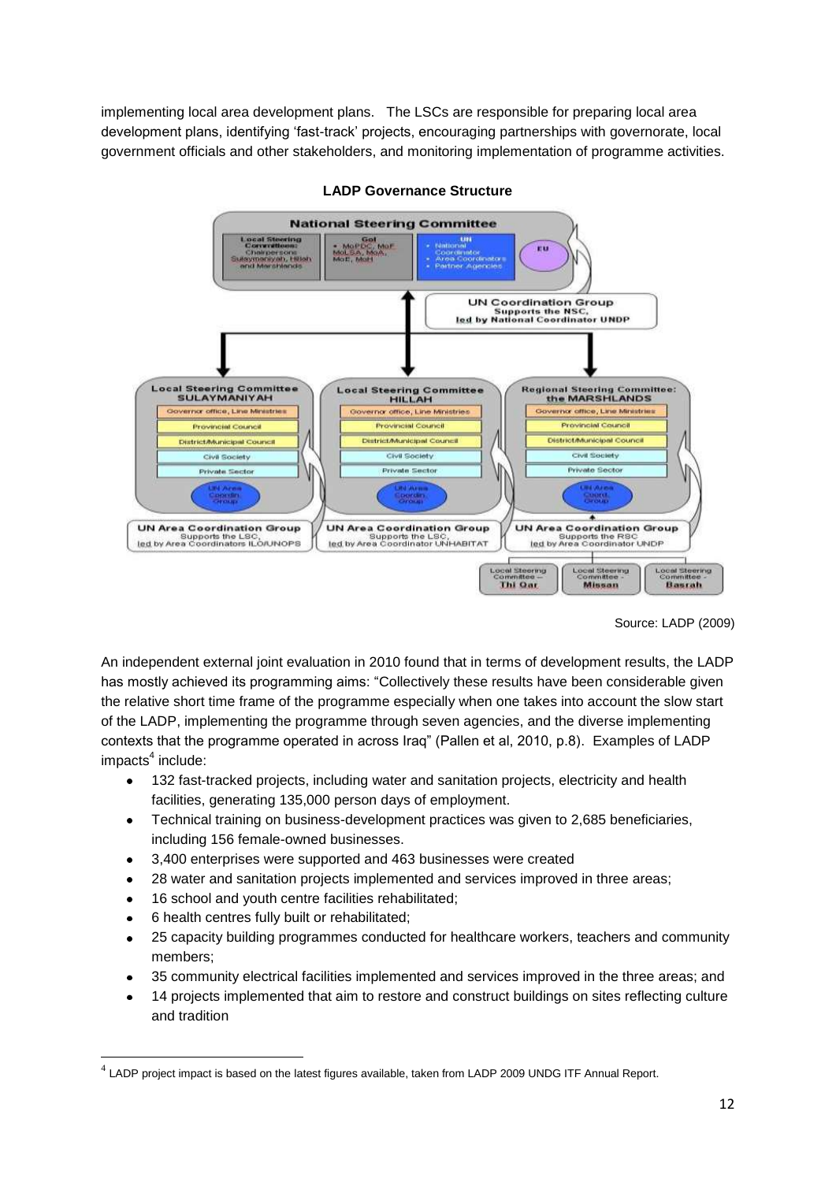implementing local area development plans. The LSCs are responsible for preparing local area development plans, identifying 'fast-track' projects, encouraging partnerships with governorate, local government officials and other stakeholders, and monitoring implementation of programme activities.

**LADP Governance Structure**

Source: LADP (2009)

An independent external joint evaluation in 2010 found that in terms of development results, the LADP has mostly achieved its programming aims: "Collectively these results have been considerable given the relative short time frame of the programme especially when one takes into account the slow start of the LADP, implementing the programme through seven agencies, and the diverse implementing contexts that the programme operated in across Iraq" (Pallen et al, 2010, p.8). Examples of LADP impacts[4] include:

- 132 fast-tracked projects, including water and sanitation projects, electricity and health facilities, generating 135,000 person days of employment.
- Technical training on business-development practices was given to 2,685 beneficiaries, including 156 female-owned businesses.
- 3,400 enterprises were supported and 463 businesses were created
- 28 water and sanitation projects implemented and services improved in three areas;
- 16 school and youth centre facilities rehabilitated;
- 6 health centres fully built or rehabilitated;
- 25 capacity building programmes conducted for healthcare workers, teachers and community members;
- 35 community electrical facilities implemented and services improved in the three areas; and
- 14 projects implemented that aim to restore and construct buildings on sites reflecting culture and tradition

[4] LADP project impact is based on the latest figures available, taken from LADP 2009 UNDG ITF Annual Report.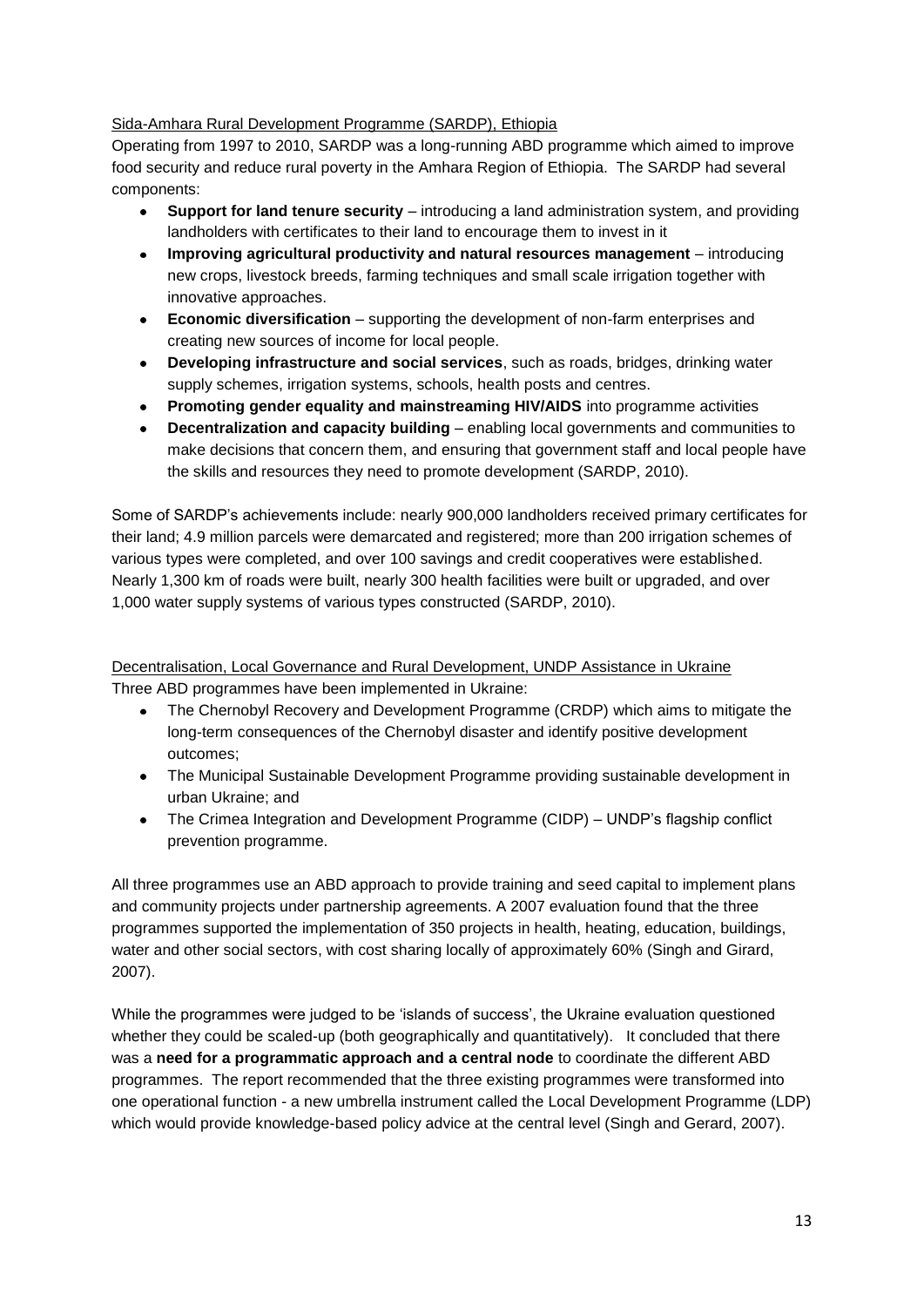Sida-Amhara Rural Development Programme (SARDP), Ethiopia

Operating from 1997 to 2010, SARDP was a long-running ABD programme which aimed to improve food security and reduce rural poverty in the Amhara Region of Ethiopia. The SARDP had several components:

- **Support for land tenure security** – introducing a land administration system, and providing landholders with certificates to their land to encourage them to invest in it
- **Improving agricultural productivity and natural resources management** – introducing new crops, livestock breeds, farming techniques and small scale irrigation together with innovative approaches.
- **Economic diversification** – supporting the development of non-farm enterprises and creating new sources of income for local people.
- **Developing infrastructure and social services**, such as roads, bridges, drinking water supply schemes, irrigation systems, schools, health posts and centres.
- **Promoting gender equality and mainstreaming HIV/AIDS** into programme activities
- **Decentralization and capacity building** – enabling local governments and communities to make decisions that concern them, and ensuring that government staff and local people have the skills and resources they need to promote development (SARDP, 2010).

Some of SARDP's achievements include: nearly 900,000 landholders received primary certificates for their land; 4.9 million parcels were demarcated and registered; more than 200 irrigation schemes of various types were completed, and over 100 savings and credit cooperatives were established. Nearly 1,300 km of roads were built, nearly 300 health facilities were built or upgraded, and over 1,000 water supply systems of various types constructed (SARDP, 2010).

Decentralisation, Local Governance and Rural Development, UNDP Assistance in Ukraine

Three ABD programmes have been implemented in Ukraine:

- The Chernobyl Recovery and Development Programme (CRDP) which aims to mitigate the long-term consequences of the Chernobyl disaster and identify positive development outcomes;
- The Municipal Sustainable Development Programme providing sustainable development in urban Ukraine; and
- The Crimea Integration and Development Programme (CIDP) – UNDP's flagship conflict prevention programme.

All three programmes use an ABD approach to provide training and seed capital to implement plans and community projects under partnership agreements. A 2007 evaluation found that the three programmes supported the implementation of 350 projects in health, heating, education, buildings, water and other social sectors, with cost sharing locally of approximately 60% (Singh and Girard, 2007).

While the programmes were judged to be 'islands of success', the Ukraine evaluation questioned whether they could be scaled-up (both geographically and quantitatively). It concluded that there was a **need for a programmatic approach and a central node** to coordinate the different ABD programmes. The report recommended that the three existing programmes were transformed into one operational function - a new umbrella instrument called the Local Development Programme (LDP) which would provide knowledge-based policy advice at the central level (Singh and Gerard, 2007).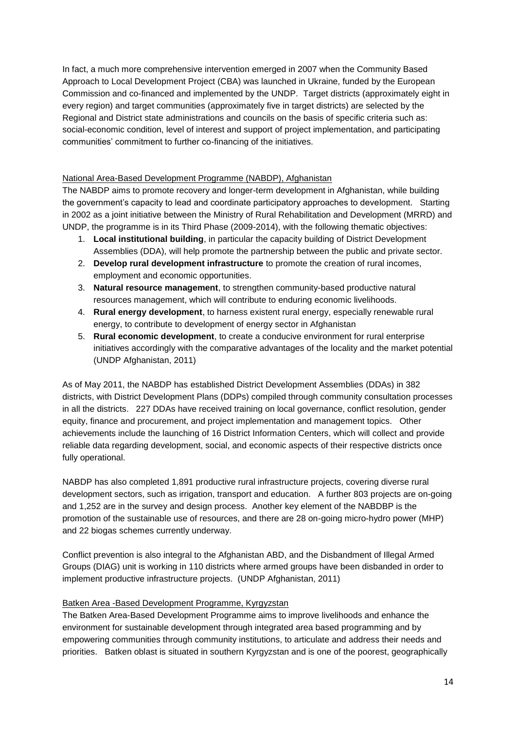In fact, a much more comprehensive intervention emerged in 2007 when the Community Based Approach to Local Development Project (CBA) was launched in Ukraine, funded by the European Commission and co-financed and implemented by the UNDP. Target districts (approximately eight in every region) and target communities (approximately five in target districts) are selected by the Regional and District state administrations and councils on the basis of specific criteria such as: social-economic condition, level of interest and support of project implementation, and participating communities' commitment to further co-financing of the initiatives.

<u>National Area-Based Development Programme (NABDP), Afghanistan</u>

The NABDP aims to promote recovery and longer-term development in Afghanistan, while building the government's capacity to lead and coordinate participatory approaches to development. Starting in 2002 as a joint initiative between the Ministry of Rural Rehabilitation and Development (MRRD) and UNDP, the programme is in its Third Phase (2009-2014), with the following thematic objectives:

1. **Local institutional building**, in particular the capacity building of District Development Assemblies (DDA), will help promote the partnership between the public and private sector.
2. **Develop rural development infrastructure** to promote the creation of rural incomes, employment and economic opportunities.
3. **Natural resource management**, to strengthen community-based productive natural resources management, which will contribute to enduring economic livelihoods.
4. **Rural energy development**, to harness existent rural energy, especially renewable rural energy, to contribute to development of energy sector in Afghanistan
5. **Rural economic development**, to create a conducive environment for rural enterprise initiatives accordingly with the comparative advantages of the locality and the market potential (UNDP Afghanistan, 2011)

As of May 2011, the NABDP has established District Development Assemblies (DDAs) in 382 districts, with District Development Plans (DDPs) compiled through community consultation processes in all the districts. 227 DDAs have received training on local governance, conflict resolution, gender equity, finance and procurement, and project implementation and management topics. Other achievements include the launching of 16 District Information Centers, which will collect and provide reliable data regarding development, social, and economic aspects of their respective districts once fully operational.

NABDP has also completed 1,891 productive rural infrastructure projects, covering diverse rural development sectors, such as irrigation, transport and education. A further 803 projects are on-going and 1,252 are in the survey and design process. Another key element of the NABDBP is the promotion of the sustainable use of resources, and there are 28 on-going micro-hydro power (MHP) and 22 biogas schemes currently underway.

Conflict prevention is also integral to the Afghanistan ABD, and the Disbandment of Illegal Armed Groups (DIAG) unit is working in 110 districts where armed groups have been disbanded in order to implement productive infrastructure projects. (UNDP Afghanistan, 2011)

<u>Batken Area -Based Development Programme, Kyrgyzstan</u>

The Batken Area-Based Development Programme aims to improve livelihoods and enhance the environment for sustainable development through integrated area based programming and by empowering communities through community institutions, to articulate and address their needs and priorities. Batken oblast is situated in southern Kyrgyzstan and is one of the poorest, geographically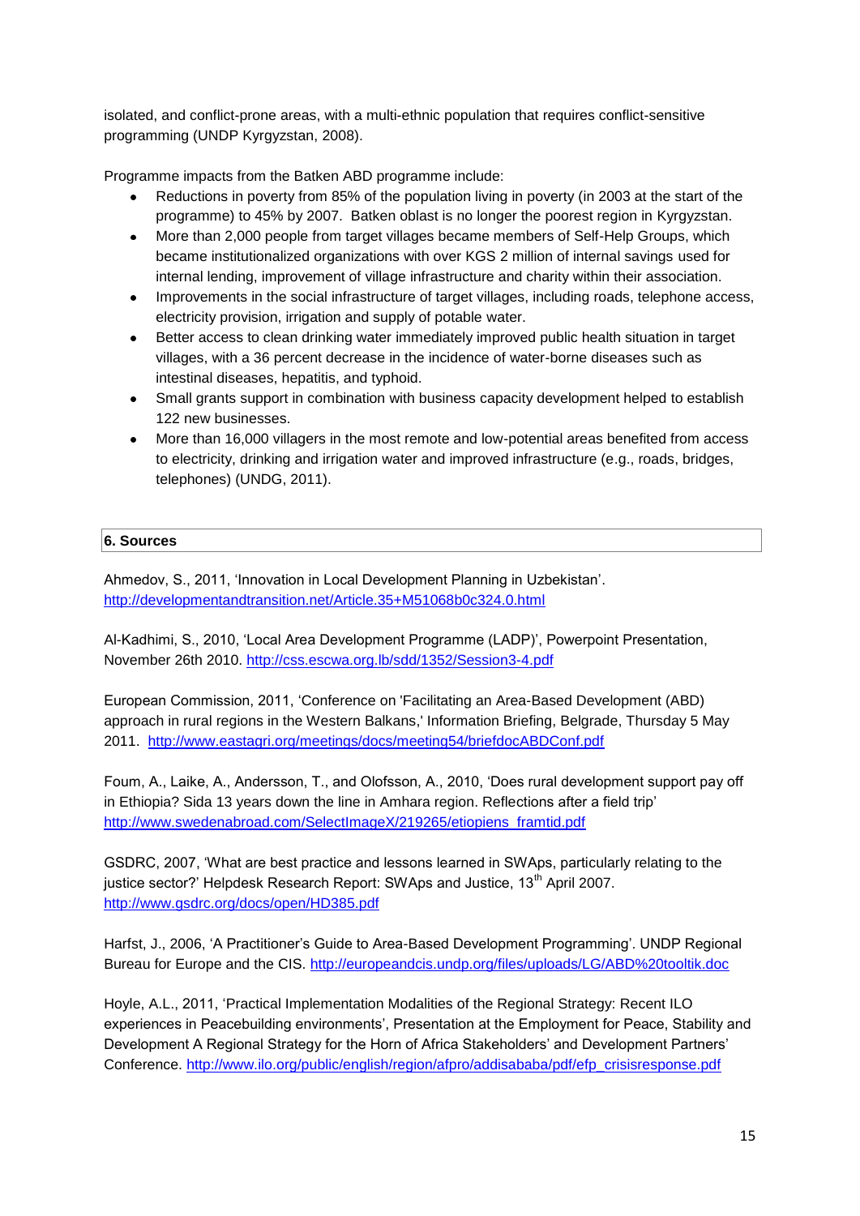isolated, and conflict-prone areas, with a multi-ethnic population that requires conflict-sensitive programming (UNDP Kyrgyzstan, 2008).

Programme impacts from the Batken ABD programme include:

- Reductions in poverty from 85% of the population living in poverty (in 2003 at the start of the programme) to 45% by 2007. Batken oblast is no longer the poorest region in Kyrgyzstan.
- More than 2,000 people from target villages became members of Self-Help Groups, which became institutionalized organizations with over KGS 2 million of internal savings used for internal lending, improvement of village infrastructure and charity within their association.
- Improvements in the social infrastructure of target villages, including roads, telephone access, electricity provision, irrigation and supply of potable water.
- Better access to clean drinking water immediately improved public health situation in target villages, with a 36 percent decrease in the incidence of water-borne diseases such as intestinal diseases, hepatitis, and typhoid.
- Small grants support in combination with business capacity development helped to establish 122 new businesses.
- More than 16,000 villagers in the most remote and low-potential areas benefited from access to electricity, drinking and irrigation water and improved infrastructure (e.g., roads, bridges, telephones) (UNDG, 2011).

## 6. Sources

Ahmedov, S., 2011, 'Innovation in Local Development Planning in Uzbekistan'. http://developmentandtransition.net/Article.35+M51068b0c324.0.html

Al-Kadhimi, S., 2010, 'Local Area Development Programme (LADP)', Powerpoint Presentation, November 26th 2010. http://css.escwa.org.lb/sdd/1352/Session3-4.pdf

European Commission, 2011, 'Conference on 'Facilitating an Area-Based Development (ABD) approach in rural regions in the Western Balkans,' Information Briefing, Belgrade, Thursday 5 May 2011. http://www.eastagri.org/meetings/docs/meeting54/briefdocABDConf.pdf

Foum, A., Laike, A., Andersson, T., and Olofsson, A., 2010, 'Does rural development support pay off in Ethiopia? Sida 13 years down the line in Amhara region. Reflections after a field trip' http://www.swedenabroad.com/SelectImageX/219265/etiopiens_framtid.pdf

GSDRC, 2007, 'What are best practice and lessons learned in SWAps, particularly relating to the justice sector?' Helpdesk Research Report: SWAps and Justice, 13th April 2007. http://www.gsdrc.org/docs/open/HD385.pdf

Harfst, J., 2006, 'A Practitioner's Guide to Area-Based Development Programming'. UNDP Regional Bureau for Europe and the CIS. http://europeandcis.undp.org/files/uploads/LG/ABD%20tooltik.doc

Hoyle, A.L., 2011, 'Practical Implementation Modalities of the Regional Strategy: Recent ILO experiences in Peacebuilding environments', Presentation at the Employment for Peace, Stability and Development A Regional Strategy for the Horn of Africa Stakeholders' and Development Partners' Conference. http://www.ilo.org/public/english/region/afpro/addisababa/pdf/efp_crisisresponse.pdf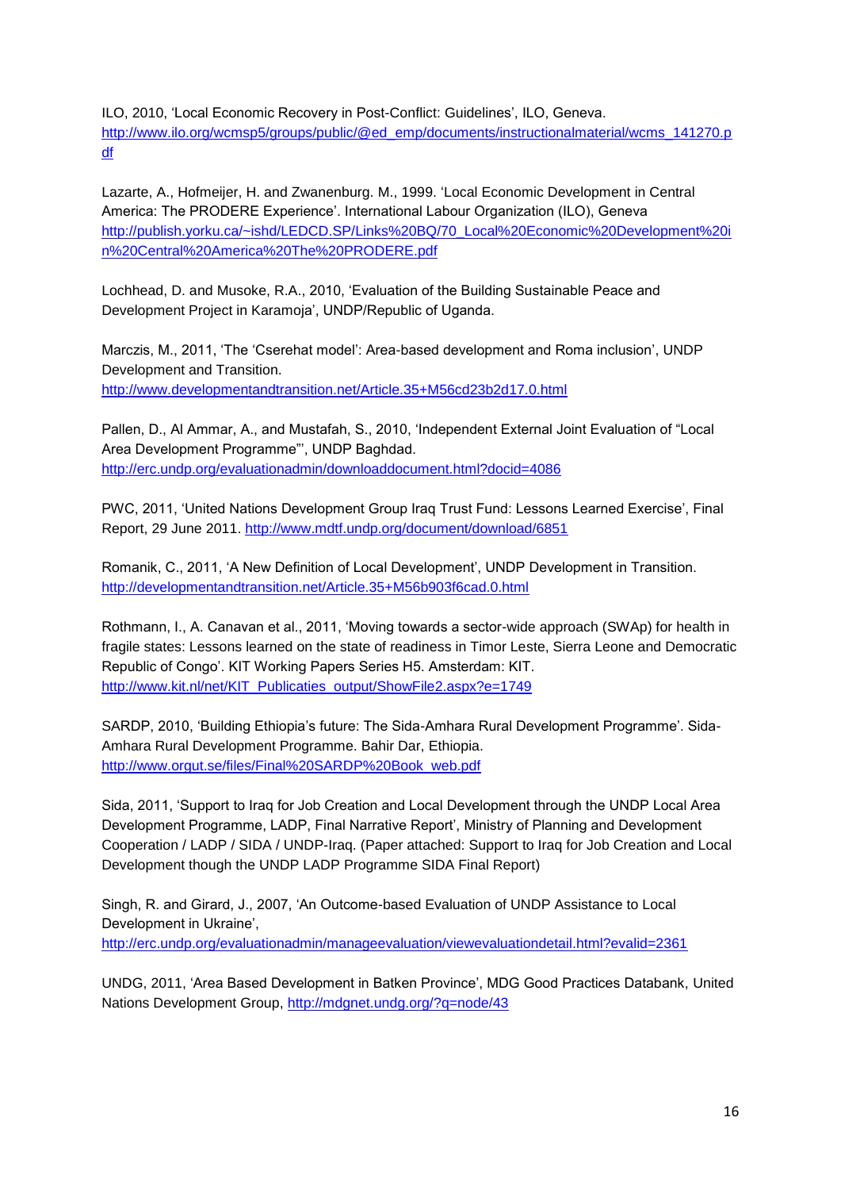ILO, 2010, 'Local Economic Recovery in Post-Conflict: Guidelines', ILO, Geneva. http://www.ilo.org/wcmsp5/groups/public/@ed_emp/documents/instructionalmaterial/wcms_141270.pdf

Lazarte, A., Hofmeijer, H. and Zwanenburg. M., 1999. 'Local Economic Development in Central America: The PRODERE Experience'. International Labour Organization (ILO), Geneva http://publish.yorku.ca/~ishd/LEDCD.SP/Links%20BQ/70_Local%20Economic%20Development%20in%20Central%20America%20The%20PRODERE.pdf

Lochhead, D. and Musoke, R.A., 2010, 'Evaluation of the Building Sustainable Peace and Development Project in Karamoja', UNDP/Republic of Uganda.

Marczis, M., 2011, 'The 'Cserehat model': Area-based development and Roma inclusion', UNDP Development and Transition. http://www.developmentandtransition.net/Article.35+M56cd23b2d17.0.html

Pallen, D., Al Ammar, A., and Mustafah, S., 2010, 'Independent External Joint Evaluation of "Local Area Development Programme"', UNDP Baghdad. http://erc.undp.org/evaluationadmin/downloaddocument.html?docid=4086

PWC, 2011, 'United Nations Development Group Iraq Trust Fund: Lessons Learned Exercise', Final Report, 29 June 2011. http://www.mdtf.undp.org/document/download/6851

Romanik, C., 2011, 'A New Definition of Local Development', UNDP Development in Transition. http://developmentandtransition.net/Article.35+M56b903f6cad.0.html

Rothmann, I., A. Canavan et al., 2011, 'Moving towards a sector-wide approach (SWAp) for health in fragile states: Lessons learned on the state of readiness in Timor Leste, Sierra Leone and Democratic Republic of Congo'. KIT Working Papers Series H5. Amsterdam: KIT. http://www.kit.nl/net/KIT_Publicaties_output/ShowFile2.aspx?e=1749

SARDP, 2010, 'Building Ethiopia's future: The Sida-Amhara Rural Development Programme'. Sida-Amhara Rural Development Programme. Bahir Dar, Ethiopia. http://www.orgut.se/files/Final%20SARDP%20Book_web.pdf

Sida, 2011, 'Support to Iraq for Job Creation and Local Development through the UNDP Local Area Development Programme, LADP, Final Narrative Report', Ministry of Planning and Development Cooperation / LADP / SIDA / UNDP-Iraq. (Paper attached: Support to Iraq for Job Creation and Local Development though the UNDP LADP Programme SIDA Final Report)

Singh, R. and Girard, J., 2007, 'An Outcome-based Evaluation of UNDP Assistance to Local Development in Ukraine', http://erc.undp.org/evaluationadmin/manageevaluation/viewevaluationdetail.html?evalid=2361

UNDG, 2011, 'Area Based Development in Batken Province', MDG Good Practices Databank, United Nations Development Group, http://mdgnet.undg.org/?q=node/43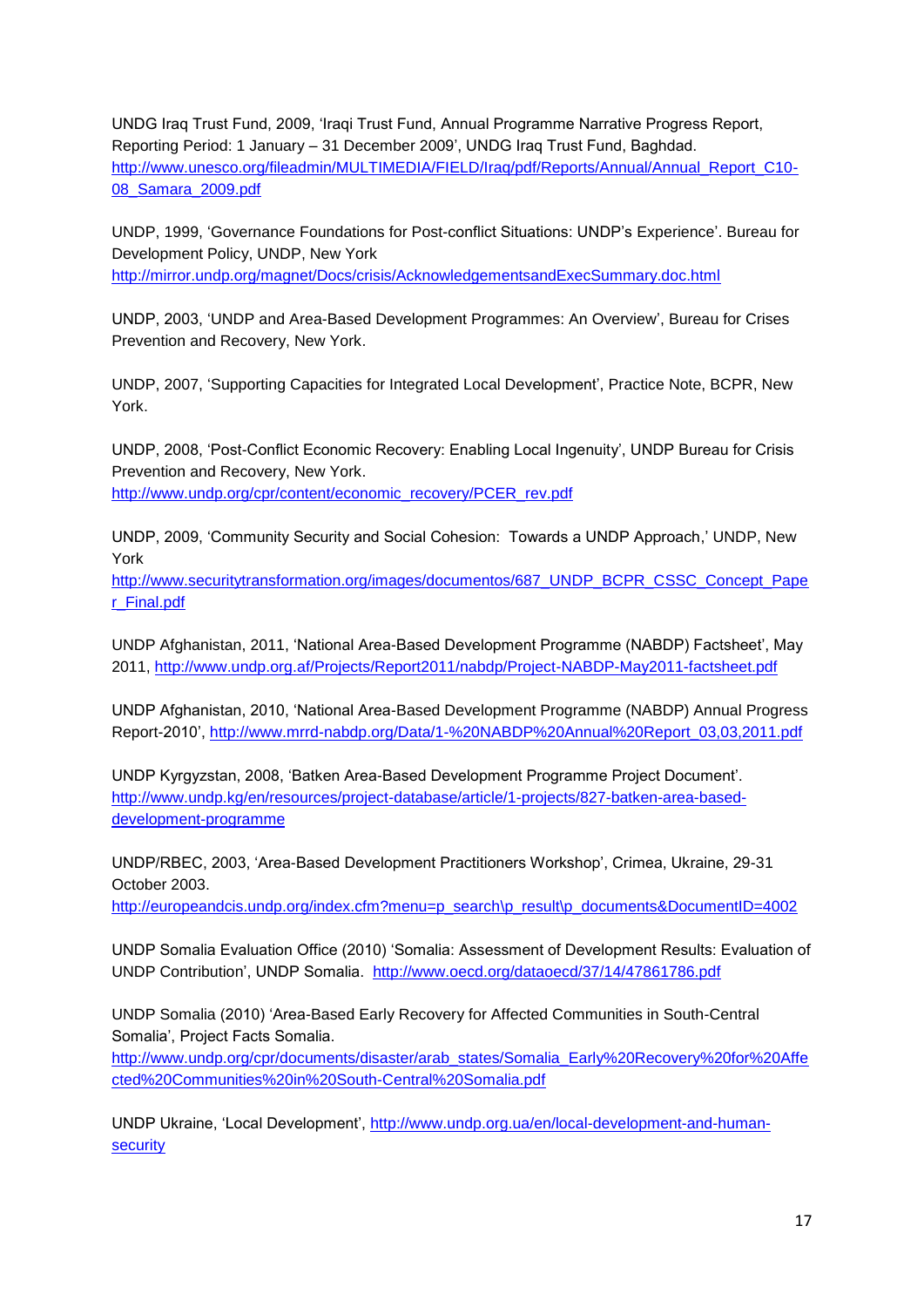UNDG Iraq Trust Fund, 2009, 'Iraqi Trust Fund, Annual Programme Narrative Progress Report, Reporting Period: 1 January – 31 December 2009', UNDG Iraq Trust Fund, Baghdad. http://www.unesco.org/fileadmin/MULTIMEDIA/FIELD/Iraq/pdf/Reports/Annual/Annual_Report_C10-08_Samara_2009.pdf

UNDP, 1999, 'Governance Foundations for Post-conflict Situations: UNDP's Experience'. Bureau for Development Policy, UNDP, New York http://mirror.undp.org/magnet/Docs/crisis/AcknowledgementsandExecSummary.doc.html

UNDP, 2003, 'UNDP and Area-Based Development Programmes: An Overview', Bureau for Crises Prevention and Recovery, New York.

UNDP, 2007, 'Supporting Capacities for Integrated Local Development', Practice Note, BCPR, New York.

UNDP, 2008, 'Post-Conflict Economic Recovery: Enabling Local Ingenuity', UNDP Bureau for Crisis Prevention and Recovery, New York. http://www.undp.org/cpr/content/economic_recovery/PCER_rev.pdf

UNDP, 2009, 'Community Security and Social Cohesion: Towards a UNDP Approach,' UNDP, New York http://www.securitytransformation.org/images/documentos/687_UNDP_BCPR_CSSC_Concept_Paper_Final.pdf

UNDP Afghanistan, 2011, 'National Area-Based Development Programme (NABDP) Factsheet', May 2011, http://www.undp.org.af/Projects/Report2011/nabdp/Project-NABDP-May2011-factsheet.pdf

UNDP Afghanistan, 2010, 'National Area-Based Development Programme (NABDP) Annual Progress Report-2010', http://www.mrrd-nabdp.org/Data/1-%20NABDP%20Annual%20Report_03,03,2011.pdf

UNDP Kyrgyzstan, 2008, 'Batken Area-Based Development Programme Project Document'. http://www.undp.kg/en/resources/project-database/article/1-projects/827-batken-area-based-development-programme

UNDP/RBEC, 2003, 'Area-Based Development Practitioners Workshop', Crimea, Ukraine, 29-31 October 2003. http://europeandcis.undp.org/index.cfm?menu=p_search\p_result\p_documents&DocumentID=4002

UNDP Somalia Evaluation Office (2010) 'Somalia: Assessment of Development Results: Evaluation of UNDP Contribution', UNDP Somalia. http://www.oecd.org/dataoecd/37/14/47861786.pdf

UNDP Somalia (2010) 'Area-Based Early Recovery for Affected Communities in South-Central Somalia', Project Facts Somalia. http://www.undp.org/cpr/documents/disaster/arab_states/Somalia_Early%20Recovery%20for%20Affected%20Communities%20in%20South-Central%20Somalia.pdf

UNDP Ukraine, 'Local Development', http://www.undp.org.ua/en/local-development-and-human-security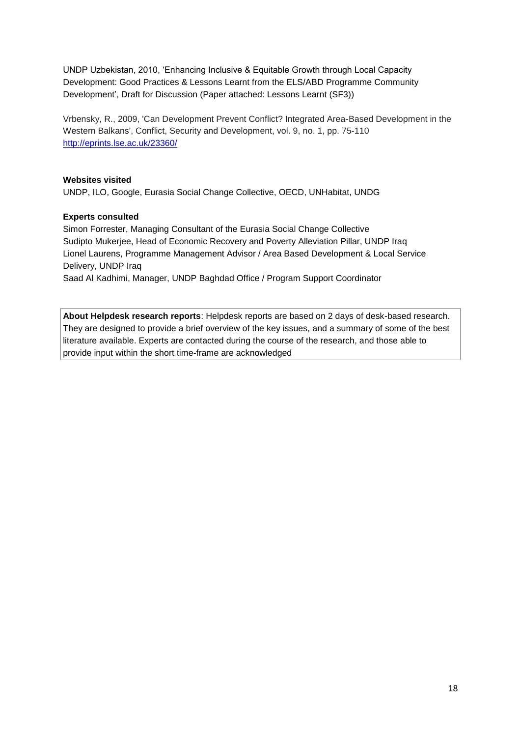UNDP Uzbekistan, 2010, 'Enhancing Inclusive & Equitable Growth through Local Capacity Development: Good Practices & Lessons Learnt from the ELS/ABD Programme Community Development', Draft for Discussion (Paper attached: Lessons Learnt (SF3))

Vrbensky, R., 2009, 'Can Development Prevent Conflict? Integrated Area-Based Development in the Western Balkans', Conflict, Security and Development, vol. 9, no. 1, pp. 75-110
http://eprints.lse.ac.uk/23360/

**Websites visited**
UNDP, ILO, Google, Eurasia Social Change Collective, OECD, UNHabitat, UNDG

**Experts consulted**
Simon Forrester, Managing Consultant of the Eurasia Social Change Collective
Sudipto Mukerjee, Head of Economic Recovery and Poverty Alleviation Pillar, UNDP Iraq
Lionel Laurens, Programme Management Advisor / Area Based Development & Local Service Delivery, UNDP Iraq
Saad Al Kadhimi, Manager, UNDP Baghdad Office / Program Support Coordinator

**About Helpdesk research reports**: Helpdesk reports are based on 2 days of desk-based research. They are designed to provide a brief overview of the key issues, and a summary of some of the best literature available. Experts are contacted during the course of the research, and those able to provide input within the short time-frame are acknowledged